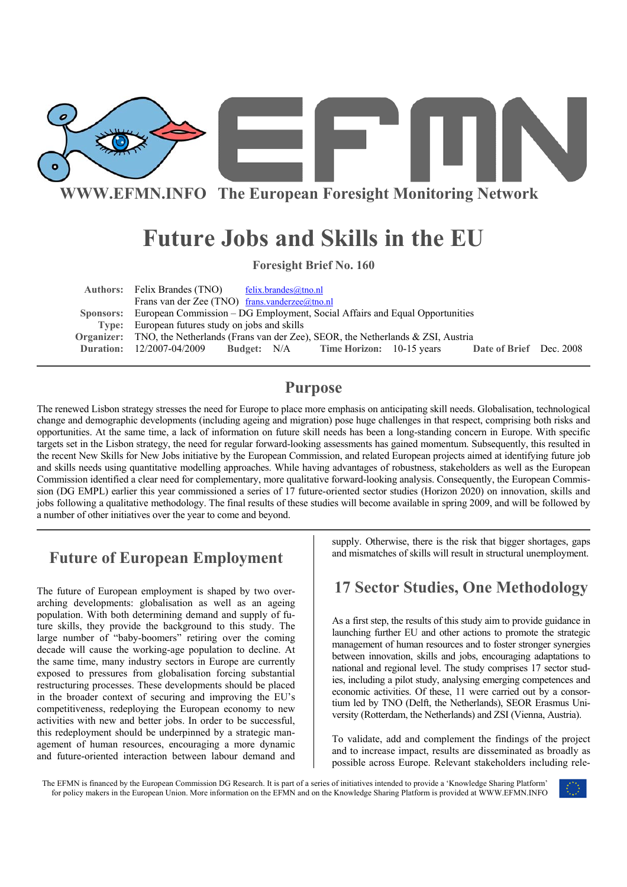**WWW.EFMN.INFO The European Foresight Monitoring Network**

# Future Jobs and Skills in the EU

**Foresight Brief No. 160**

| | |
|---|---|
| **Authors:** | Felix Brandes (TNO) felix.brandes@tno.nl |
| | Frans van der Zee (TNO) frans.vanderzee@tno.nl |
| **Sponsors:** | European Commission – DG Employment, Social Affairs and Equal Opportunities |
| **Type:** | European futures study on jobs and skills |
| **Organizer:** | TNO, the Netherlands (Frans van der Zee), SEOR, the Netherlands & ZSI, Austria |
| **Duration:** | 12/2007-04/2009 **Budget:** N/A **Time Horizon:** 10-15 years **Date of Brief** Dec. 2008 |

## Purpose

The renewed Lisbon strategy stresses the need for Europe to place more emphasis on anticipating skill needs. Globalisation, technological change and demographic developments (including ageing and migration) pose huge challenges in that respect, comprising both risks and opportunities. At the same time, a lack of information on future skill needs has been a long-standing concern in Europe. With specific targets set in the Lisbon strategy, the need for regular forward-looking assessments has gained momentum. Subsequently, this resulted in the recent New Skills for New Jobs initiative by the European Commission, and related European projects aimed at identifying future job and skills needs using quantitative modelling approaches. While having advantages of robustness, stakeholders as well as the European Commission identified a clear need for complementary, more qualitative forward-looking analysis. Consequently, the European Commission (DG EMPL) earlier this year commissioned a series of 17 future-oriented sector studies (Horizon 2020) on innovation, skills and jobs following a qualitative methodology. The final results of these studies will become available in spring 2009, and will be followed by a number of other initiatives over the year to come and beyond.

## Future of European Employment

The future of European employment is shaped by two overarching developments: globalisation as well as an ageing population. With both determining demand and supply of future skills, they provide the background to this study. The large number of "baby-boomers" retiring over the coming decade will cause the working-age population to decline. At the same time, many industry sectors in Europe are currently exposed to pressures from globalisation forcing substantial restructuring processes. These developments should be placed in the broader context of securing and improving the EU's competitiveness, redeploying the European economy to new activities with new and better jobs. In order to be successful, this redeployment should be underpinned by a strategic management of human resources, encouraging a more dynamic and future-oriented interaction between labour demand and supply. Otherwise, there is the risk that bigger shortages, gaps and mismatches of skills will result in structural unemployment.

## 17 Sector Studies, One Methodology

As a first step, the results of this study aim to provide guidance in launching further EU and other actions to promote the strategic management of human resources and to foster stronger synergies between innovation, skills and jobs, encouraging adaptations to national and regional level. The study comprises 17 sector studies, including a pilot study, analysing emerging competences and economic activities. Of these, 11 were carried out by a consortium led by TNO (Delft, the Netherlands), SEOR Erasmus University (Rotterdam, the Netherlands) and ZSI (Vienna, Austria).

To validate, add and complement the findings of the project and to increase impact, results are disseminated as broadly as possible across Europe. Relevant stakeholders including rele-

The EFMN is financed by the European Commission DG Research. It is part of a series of initiatives intended to provide a 'Knowledge Sharing Platform' for policy makers in the European Union. More information on the EFMN and on the Knowledge Sharing Platform is provided at WWW.EFMN.INFO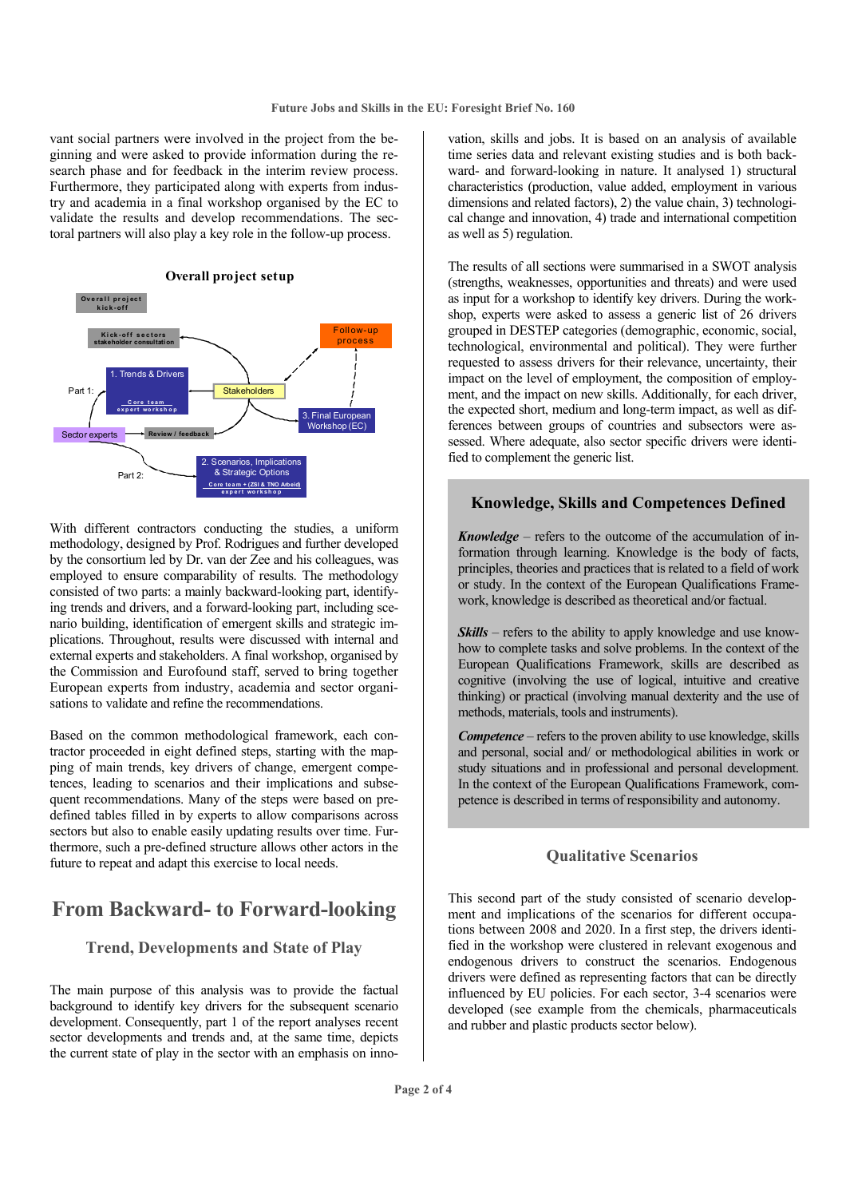vant social partners were involved in the project from the beginning and were asked to provide information during the research phase and for feedback in the interim review process. Furthermore, they participated along with experts from industry and academia in a final workshop organised by the EC to validate the results and develop recommendations. The sectoral partners will also play a key role in the follow-up process.

**Overall project setup**

Overall project kick-off

Kick-off sectors stakeholder consultation

Follow-up process

Part 1: 1. Trends & Drivers — Core team expert workshop

Stakeholders

3. Final European Workshop (EC)

Sector experts — Review / feedback

Part 2: 2. Scenarios, Implications & Strategic Options — Core team + (ZSI & TNO Arbeid) expert workshop

With different contractors conducting the studies, a uniform methodology, designed by Prof. Rodrigues and further developed by the consortium led by Dr. van der Zee and his colleagues, was employed to ensure comparability of results. The methodology consisted of two parts: a mainly backward-looking part, identifying trends and drivers, and a forward-looking part, including scenario building, identification of emergent skills and strategic implications. Throughout, results were discussed with internal and external experts and stakeholders. A final workshop, organised by the Commission and Eurofound staff, served to bring together European experts from industry, academia and sector organisations to validate and refine the recommendations.

Based on the common methodological framework, each contractor proceeded in eight defined steps, starting with the mapping of main trends, key drivers of change, emergent competences, leading to scenarios and their implications and subsequent recommendations. Many of the steps were based on predefined tables filled in by experts to allow comparisons across sectors but also to enable easily updating results over time. Furthermore, such a pre-defined structure allows other actors in the future to repeat and adapt this exercise to local needs.

# From Backward- to Forward-looking

## Trend, Developments and State of Play

The main purpose of this analysis was to provide the factual background to identify key drivers for the subsequent scenario development. Consequently, part 1 of the report analyses recent sector developments and trends and, at the same time, depicts the current state of play in the sector with an emphasis on innovation, skills and jobs. It is based on an analysis of available time series data and relevant existing studies and is both backward- and forward-looking in nature. It analysed 1) structural characteristics (production, value added, employment in various dimensions and related factors), 2) the value chain, 3) technological change and innovation, 4) trade and international competition as well as 5) regulation.

The results of all sections were summarised in a SWOT analysis (strengths, weaknesses, opportunities and threats) and were used as input for a workshop to identify key drivers. During the workshop, experts were asked to assess a generic list of 26 drivers grouped in DESTEP categories (demographic, economic, social, technological, environmental and political). They were further requested to assess drivers for their relevance, uncertainty, their impact on the level of employment, the composition of employment, and the impact on new skills. Additionally, for each driver, the expected short, medium and long-term impact, as well as differences between groups of countries and subsectors were assessed. Where adequate, also sector specific drivers were identified to complement the generic list.

## Knowledge, Skills and Competences Defined

***Knowledge*** – refers to the outcome of the accumulation of information through learning. Knowledge is the body of facts, principles, theories and practices that is related to a field of work or study. In the context of the European Qualifications Framework, knowledge is described as theoretical and/or factual.

***Skills*** – refers to the ability to apply knowledge and use know-how to complete tasks and solve problems. In the context of the European Qualifications Framework, skills are described as cognitive (involving the use of logical, intuitive and creative thinking) or practical (involving manual dexterity and the use of methods, materials, tools and instruments).

***Competence*** – refers to the proven ability to use knowledge, skills and personal, social and/ or methodological abilities in work or study situations and in professional and personal development. In the context of the European Qualifications Framework, competence is described in terms of responsibility and autonomy.

## Qualitative Scenarios

This second part of the study consisted of scenario development and implications of the scenarios for different occupations between 2008 and 2020. In a first step, the drivers identified in the workshop were clustered in relevant exogenous and endogenous drivers to construct the scenarios. Endogenous drivers were defined as representing factors that can be directly influenced by EU policies. For each sector, 3-4 scenarios were developed (see example from the chemicals, pharmaceuticals and rubber and plastic products sector below).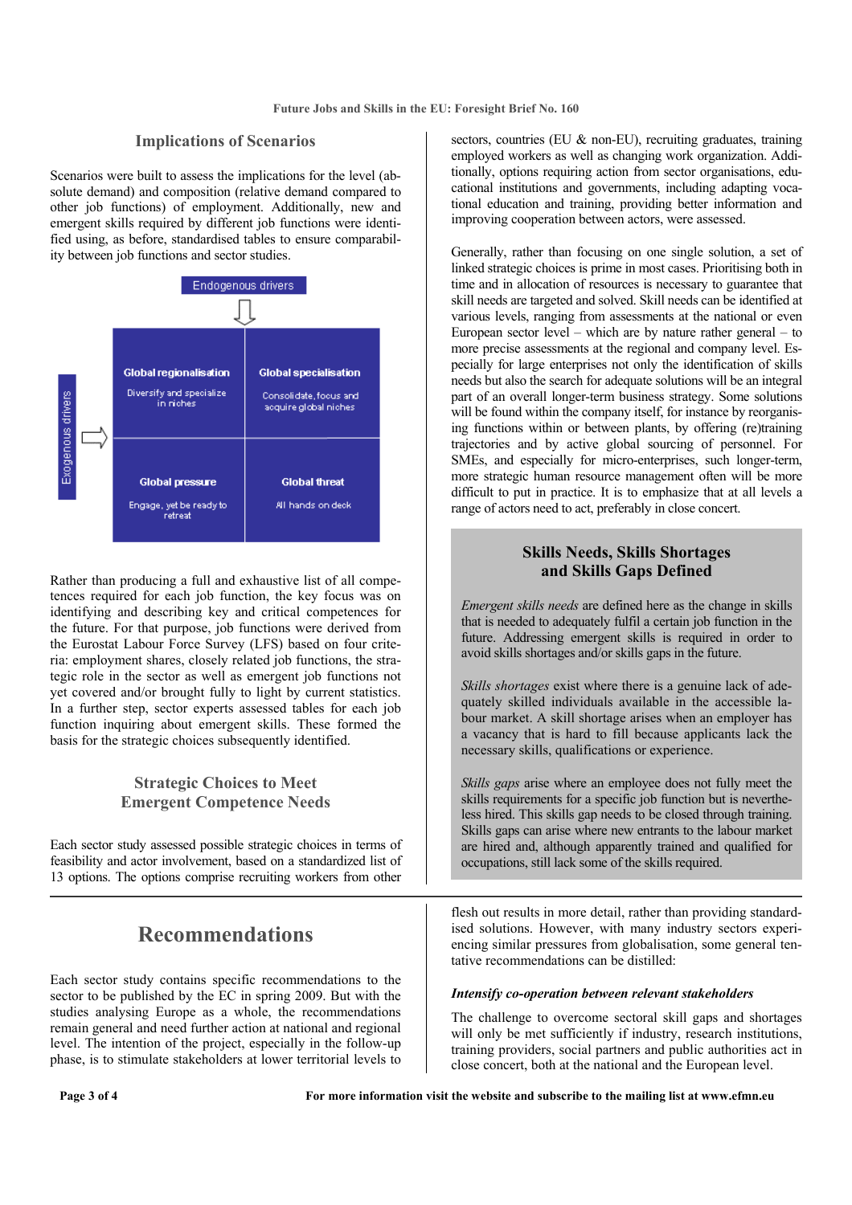## Implications of Scenarios

Scenarios were built to assess the implications for the level (absolute demand) and composition (relative demand compared to other job functions) of employment. Additionally, new and emergent skills required by different job functions were identified using, as before, standardised tables to ensure comparability between job functions and sector studies.

Endogenous drivers

Exogenous drivers

| | |
|---|---|
| **Global regionalisation**<br>Diversify and specialize in niches | **Global specialisation**<br>Consolidate, focus and acquire global niches |
| **Global pressure**<br>Engage, yet be ready to retreat | **Global threat**<br>All hands on deck |

Rather than producing a full and exhaustive list of all competences required for each job function, the key focus was on identifying and describing key and critical competences for the future. For that purpose, job functions were derived from the Eurostat Labour Force Survey (LFS) based on four criteria: employment shares, closely related job functions, the strategic role in the sector as well as emergent job functions not yet covered and/or brought fully to light by current statistics. In a further step, sector experts assessed tables for each job function inquiring about emergent skills. These formed the basis for the strategic choices subsequently identified.

## Strategic Choices to Meet Emergent Competence Needs

Each sector study assessed possible strategic choices in terms of feasibility and actor involvement, based on a standardized list of 13 options. The options comprise recruiting workers from other sectors, countries (EU & non-EU), recruiting graduates, training employed workers as well as changing work organization. Additionally, options requiring action from sector organisations, educational institutions and governments, including adapting vocational education and training, providing better information and improving cooperation between actors, were assessed.

Generally, rather than focusing on one single solution, a set of linked strategic choices is prime in most cases. Prioritising both in time and in allocation of resources is necessary to guarantee that skill needs are targeted and solved. Skill needs can be identified at various levels, ranging from assessments at the national or even European sector level – which are by nature rather general – to more precise assessments at the regional and company level. Especially for large enterprises not only the identification of skills needs but also the search for adequate solutions will be an integral part of an overall longer-term business strategy. Some solutions will be found within the company itself, for instance by reorganising functions within or between plants, by offering (re)training trajectories and by active global sourcing of personnel. For SMEs, and especially for micro-enterprises, such longer-term, more strategic human resource management often will be more difficult to put in practice. It is to emphasize that at all levels a range of actors need to act, preferably in close concert.

### Skills Needs, Skills Shortages and Skills Gaps Defined

*Emergent skills needs* are defined here as the change in skills that is needed to adequately fulfil a certain job function in the future. Addressing emergent skills is required in order to avoid skills shortages and/or skills gaps in the future.

*Skills shortages* exist where there is a genuine lack of adequately skilled individuals available in the accessible labour market. A skill shortage arises when an employer has a vacancy that is hard to fill because applicants lack the necessary skills, qualifications or experience.

*Skills gaps* arise where an employee does not fully meet the skills requirements for a specific job function but is nevertheless hired. This skills gap needs to be closed through training. Skills gaps can arise where new entrants to the labour market are hired and, although apparently trained and qualified for occupations, still lack some of the skills required.

# Recommendations

Each sector study contains specific recommendations to the sector to be published by the EC in spring 2009. But with the studies analysing Europe as a whole, the recommendations remain general and need further action at national and regional level. The intention of the project, especially in the follow-up phase, is to stimulate stakeholders at lower territorial levels to flesh out results in more detail, rather than providing standardised solutions. However, with many industry sectors experiencing similar pressures from globalisation, some general tentative recommendations can be distilled:

***Intensify co-operation between relevant stakeholders***

The challenge to overcome sectoral skill gaps and shortages will only be met sufficiently if industry, research institutions, training providers, social partners and public authorities act in close concert, both at the national and the European level.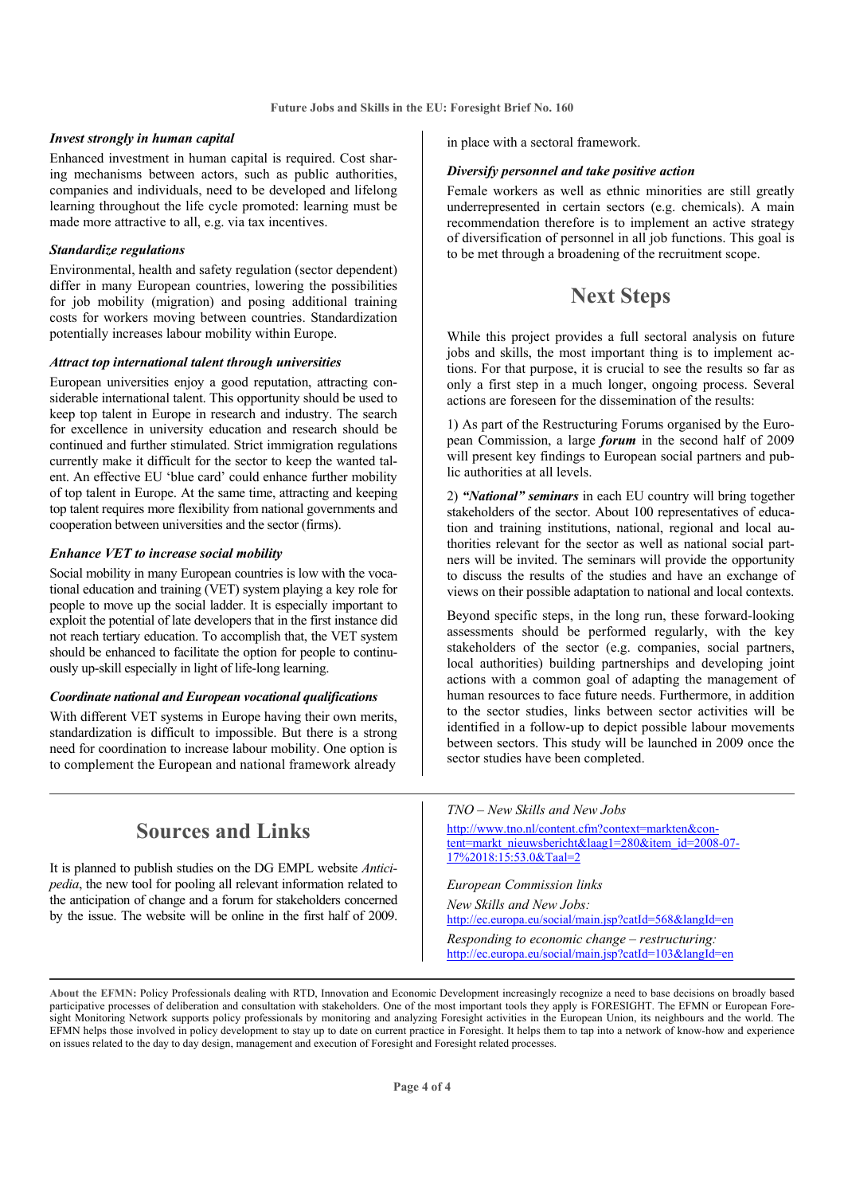### *Invest strongly in human capital*

Enhanced investment in human capital is required. Cost sharing mechanisms between actors, such as public authorities, companies and individuals, need to be developed and lifelong learning throughout the life cycle promoted: learning must be made more attractive to all, e.g. via tax incentives.

### *Standardize regulations*

Environmental, health and safety regulation (sector dependent) differ in many European countries, lowering the possibilities for job mobility (migration) and posing additional training costs for workers moving between countries. Standardization potentially increases labour mobility within Europe.

### *Attract top international talent through universities*

European universities enjoy a good reputation, attracting considerable international talent. This opportunity should be used to keep top talent in Europe in research and industry. The search for excellence in university education and research should be continued and further stimulated. Strict immigration regulations currently make it difficult for the sector to keep the wanted talent. An effective EU 'blue card' could enhance further mobility of top talent in Europe. At the same time, attracting and keeping top talent requires more flexibility from national governments and cooperation between universities and the sector (firms).

### *Enhance VET to increase social mobility*

Social mobility in many European countries is low with the vocational education and training (VET) system playing a key role for people to move up the social ladder. It is especially important to exploit the potential of late developers that in the first instance did not reach tertiary education. To accomplish that, the VET system should be enhanced to facilitate the option for people to continuously up-skill especially in light of life-long learning.

### *Coordinate national and European vocational qualifications*

With different VET systems in Europe having their own merits, standardization is difficult to impossible. But there is a strong need for coordination to increase labour mobility. One option is to complement the European and national framework already in place with a sectoral framework.

### *Diversify personnel and take positive action*

Female workers as well as ethnic minorities are still greatly underrepresented in certain sectors (e.g. chemicals). A main recommendation therefore is to implement an active strategy of diversification of personnel in all job functions. This goal is to be met through a broadening of the recruitment scope.

## Next Steps

While this project provides a full sectoral analysis on future jobs and skills, the most important thing is to implement actions. For that purpose, it is crucial to see the results so far as only a first step in a much longer, ongoing process. Several actions are foreseen for the dissemination of the results:

1) As part of the Restructuring Forums organised by the European Commission, a large ***forum*** in the second half of 2009 will present key findings to European social partners and public authorities at all levels.

2) ***"National" seminars*** in each EU country will bring together stakeholders of the sector. About 100 representatives of education and training institutions, national, regional and local authorities relevant for the sector as well as national social partners will be invited. The seminars will provide the opportunity to discuss the results of the studies and have an exchange of views on their possible adaptation to national and local contexts.

Beyond specific steps, in the long run, these forward-looking assessments should be performed regularly, with the key stakeholders of the sector (e.g. companies, social partners, local authorities) building partnerships and developing joint actions with a common goal of adapting the management of human resources to face future needs. Furthermore, in addition to the sector studies, links between sector activities will be identified in a follow-up to depict possible labour movements between sectors. This study will be launched in 2009 once the sector studies have been completed.

## Sources and Links

It is planned to publish studies on the DG EMPL website *Anticipedia*, the new tool for pooling all relevant information related to the anticipation of change and a forum for stakeholders concerned by the issue. The website will be online in the first half of 2009.

*TNO – New Skills and New Jobs*

http://www.tno.nl/content.cfm?context=markten&content=markt_nieuwsbericht&laag1=280&item_id=2008-07-17%2018:15:53.0&Taal=2

*European Commission links*

*New Skills and New Jobs:*
http://ec.europa.eu/social/main.jsp?catId=568&langId=en

*Responding to economic change – restructuring:*
http://ec.europa.eu/social/main.jsp?catId=103&langId=en

**About the EFMN:** Policy Professionals dealing with RTD, Innovation and Economic Development increasingly recognize a need to base decisions on broadly based participative processes of deliberation and consultation with stakeholders. One of the most important tools they apply is FORESIGHT. The EFMN or European Foresight Monitoring Network supports policy professionals by monitoring and analyzing Foresight activities in the European Union, its neighbours and the world. The EFMN helps those involved in policy development to stay up to date on current practice in Foresight. It helps them to tap into a network of know-how and experience on issues related to the day to day design, management and execution of Foresight and Foresight related processes.